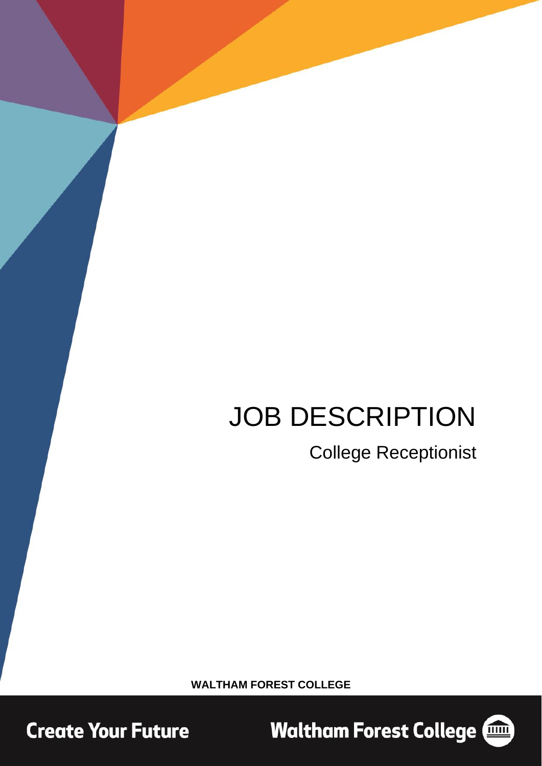# JOB DESCRIPTION

## College Receptionist

**WALTHAM FOREST COLLEGE**

Create Your Future

Waltham Forest College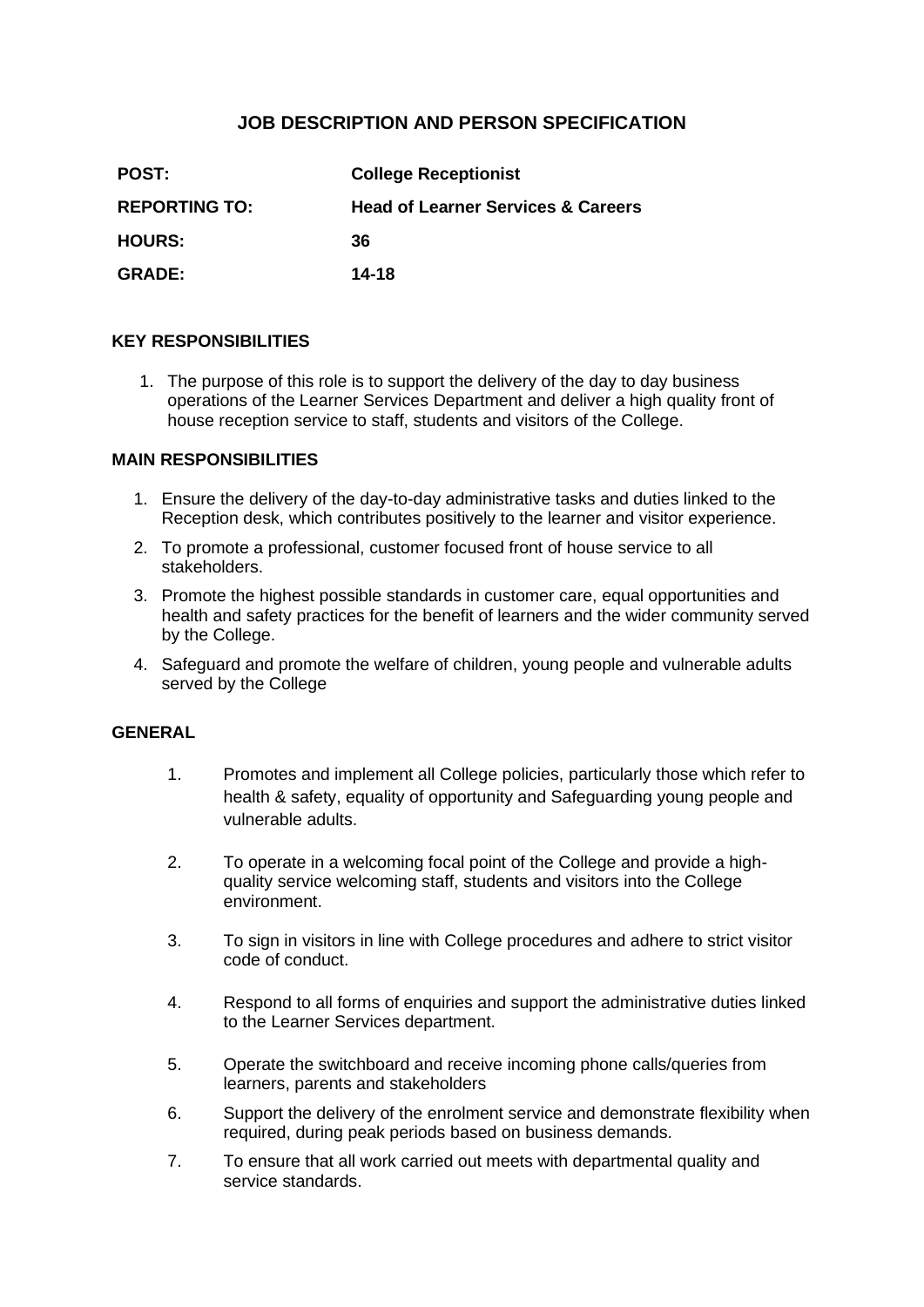## JOB DESCRIPTION AND PERSON SPECIFICATION

| | |
|---|---|
| **POST:** | **College Receptionist** |
| **REPORTING TO:** | **Head of Learner Services & Careers** |
| **HOURS:** | **36** |
| **GRADE:** | **14-18** |

### KEY RESPONSIBILITIES

1. The purpose of this role is to support the delivery of the day to day business operations of the Learner Services Department and deliver a high quality front of house reception service to staff, students and visitors of the College.

### MAIN RESPONSIBILITIES

1. Ensure the delivery of the day-to-day administrative tasks and duties linked to the Reception desk, which contributes positively to the learner and visitor experience.
2. To promote a professional, customer focused front of house service to all stakeholders.
3. Promote the highest possible standards in customer care, equal opportunities and health and safety practices for the benefit of learners and the wider community served by the College.
4. Safeguard and promote the welfare of children, young people and vulnerable adults served by the College

### GENERAL

1. Promotes and implement all College policies, particularly those which refer to health & safety, equality of opportunity and Safeguarding young people and vulnerable adults.
2. To operate in a welcoming focal point of the College and provide a high-quality service welcoming staff, students and visitors into the College environment.
3. To sign in visitors in line with College procedures and adhere to strict visitor code of conduct.
4. Respond to all forms of enquiries and support the administrative duties linked to the Learner Services department.
5. Operate the switchboard and receive incoming phone calls/queries from learners, parents and stakeholders
6. Support the delivery of the enrolment service and demonstrate flexibility when required, during peak periods based on business demands.
7. To ensure that all work carried out meets with departmental quality and service standards.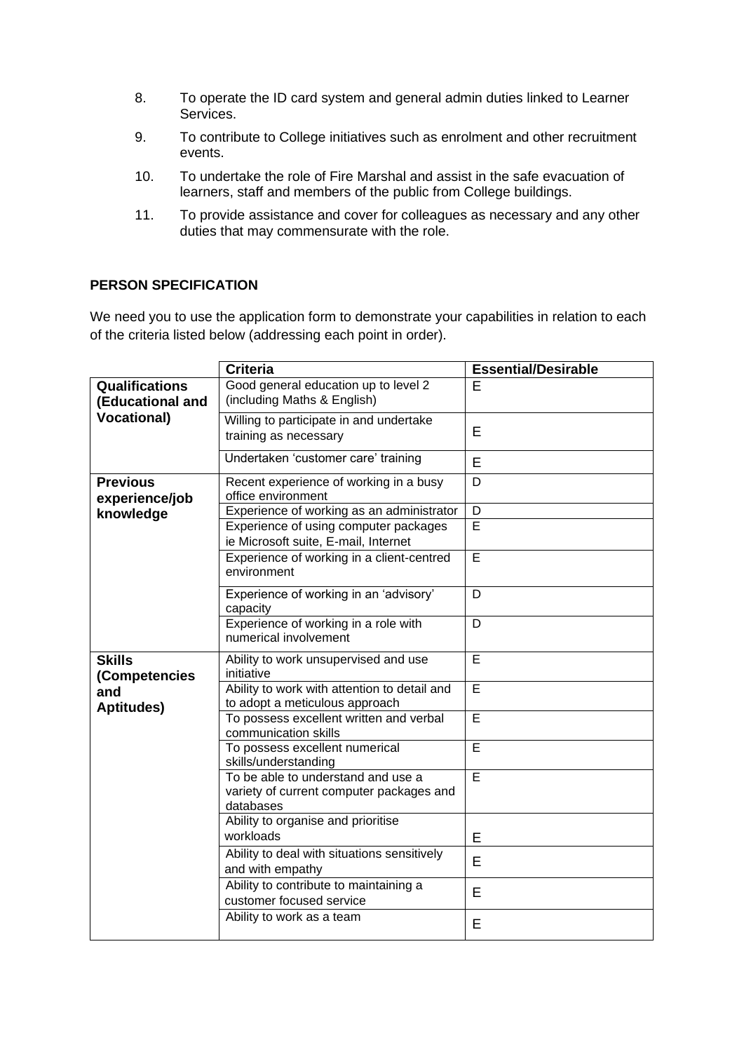8. To operate the ID card system and general admin duties linked to Learner Services.

9. To contribute to College initiatives such as enrolment and other recruitment events.

10. To undertake the role of Fire Marshal and assist in the safe evacuation of learners, staff and members of the public from College buildings.

11. To provide assistance and cover for colleagues as necessary and any other duties that may commensurate with the role.

**PERSON SPECIFICATION**

We need you to use the application form to demonstrate your capabilities in relation to each of the criteria listed below (addressing each point in order).

| | Criteria | Essential/Desirable |
|---|---|---|
| **Qualifications (Educational and Vocational)** | Good general education up to level 2 (including Maths & English) | E |
| | Willing to participate in and undertake training as necessary | E |
| | Undertaken 'customer care' training | E |
| **Previous experience/job knowledge** | Recent experience of working in a busy office environment | D |
| | Experience of working as an administrator | D |
| | Experience of using computer packages ie Microsoft suite, E-mail, Internet | E |
| | Experience of working in a client-centred environment | E |
| | Experience of working in an 'advisory' capacity | D |
| | Experience of working in a role with numerical involvement | D |
| **Skills (Competencies and Aptitudes)** | Ability to work unsupervised and use initiative | E |
| | Ability to work with attention to detail and to adopt a meticulous approach | E |
| | To possess excellent written and verbal communication skills | E |
| | To possess excellent numerical skills/understanding | E |
| | To be able to understand and use a variety of current computer packages and databases | E |
| | Ability to organise and prioritise workloads | E |
| | Ability to deal with situations sensitively and with empathy | E |
| | Ability to contribute to maintaining a customer focused service | E |
| | Ability to work as a team | E |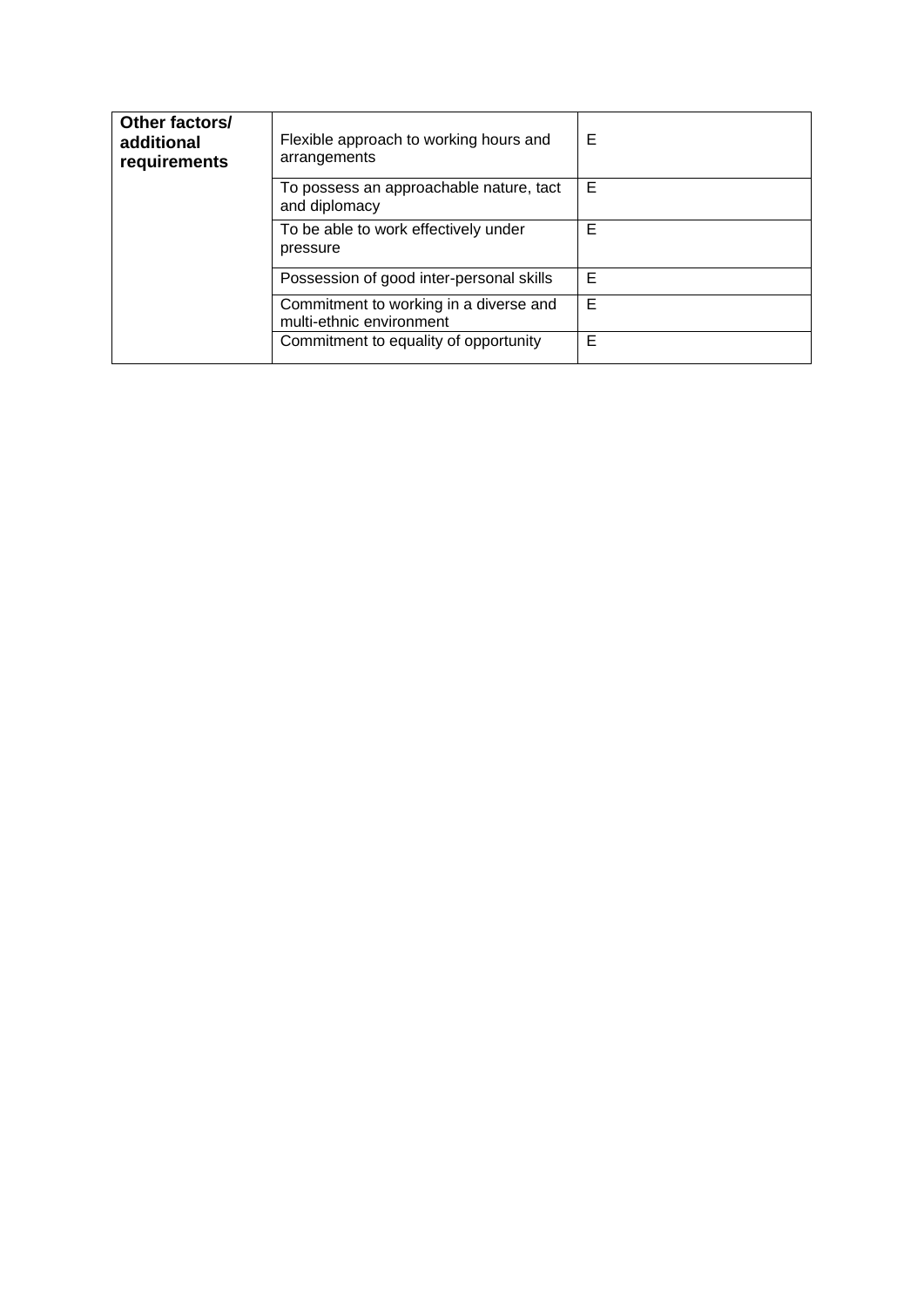| | | |
|---|---|---|
| **Other factors/ additional requirements** | Flexible approach to working hours and arrangements | E |
| | To possess an approachable nature, tact and diplomacy | E |
| | To be able to work effectively under pressure | E |
| | Possession of good inter-personal skills | E |
| | Commitment to working in a diverse and multi-ethnic environment | E |
| | Commitment to equality of opportunity | E |